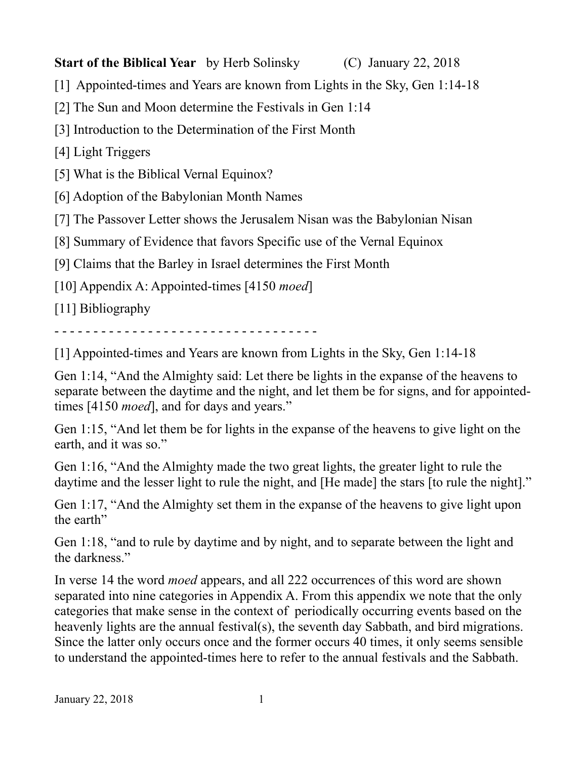**Start of the Biblical Year** by Herb Solinsky (C) January 22, 2018

[1] Appointed-times and Years are known from Lights in the Sky, Gen 1:14-18

[2] The Sun and Moon determine the Festivals in Gen 1:14

[3] Introduction to the Determination of the First Month

[4] Light Triggers

[5] What is the Biblical Vernal Equinox?

[6] Adoption of the Babylonian Month Names

[7] The Passover Letter shows the Jerusalem Nisan was the Babylonian Nisan

[8] Summary of Evidence that favors Specific use of the Vernal Equinox

[9] Claims that the Barley in Israel determines the First Month

[10] Appendix A: Appointed-times [4150 *moed*]

[11] Bibliography

- - - - - - - - - - - - - - - - - - - - - - - - - - - - - - - - - -

[1] Appointed-times and Years are known from Lights in the Sky, Gen 1:14-18

Gen 1:14, "And the Almighty said: Let there be lights in the expanse of the heavens to separate between the daytime and the night, and let them be for signs, and for appointed-times [4150 *moed*], and for days and years."

Gen 1:15, "And let them be for lights in the expanse of the heavens to give light on the earth, and it was so."

Gen 1:16, "And the Almighty made the two great lights, the greater light to rule the daytime and the lesser light to rule the night, and [He made] the stars [to rule the night]."

Gen 1:17, "And the Almighty set them in the expanse of the heavens to give light upon the earth"

Gen 1:18, "and to rule by daytime and by night, and to separate between the light and the darkness."

In verse 14 the word *moed* appears, and all 222 occurrences of this word are shown separated into nine categories in Appendix A. From this appendix we note that the only categories that make sense in the context of periodically occurring events based on the heavenly lights are the annual festival(s), the seventh day Sabbath, and bird migrations. Since the latter only occurs once and the former occurs 40 times, it only seems sensible to understand the appointed-times here to refer to the annual festivals and the Sabbath.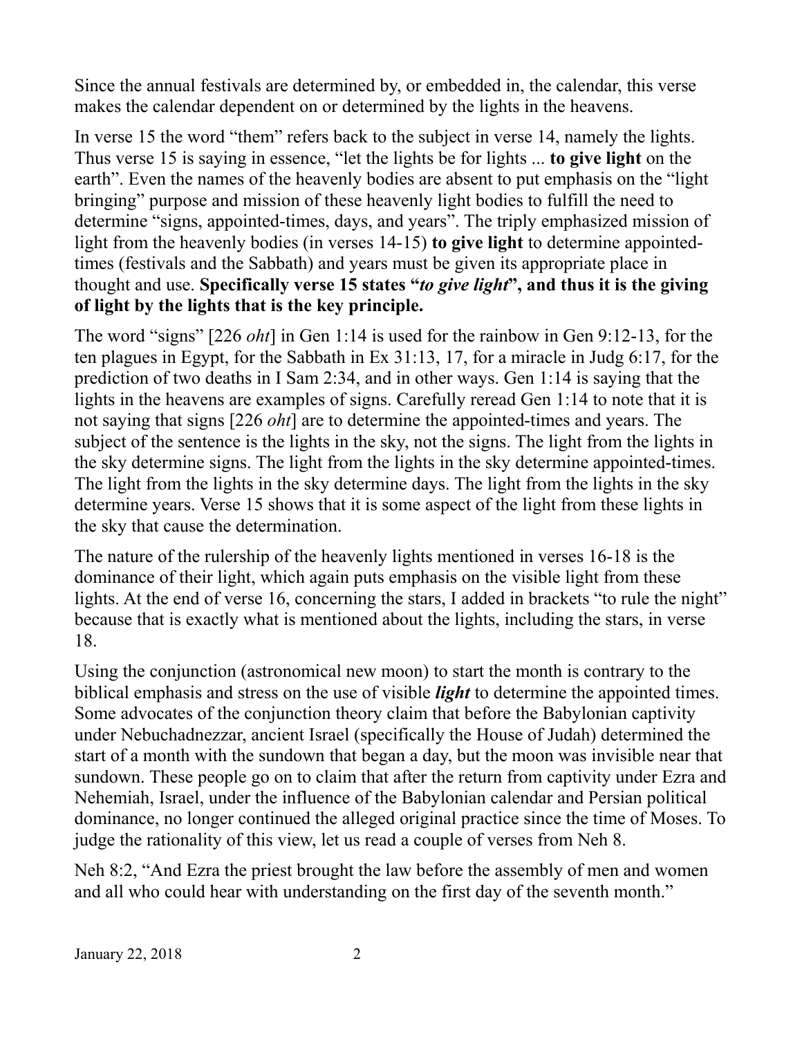Since the annual festivals are determined by, or embedded in, the calendar, this verse makes the calendar dependent on or determined by the lights in the heavens.

In verse 15 the word "them" refers back to the subject in verse 14, namely the lights. Thus verse 15 is saying in essence, "let the lights be for lights ... **to give light** on the earth". Even the names of the heavenly bodies are absent to put emphasis on the "light bringing" purpose and mission of these heavenly light bodies to fulfill the need to determine "signs, appointed-times, days, and years". The triply emphasized mission of light from the heavenly bodies (in verses 14-15) **to give light** to determine appointed-times (festivals and the Sabbath) and years must be given its appropriate place in thought and use. **Specifically verse 15 states "*to give light*", and thus it is the giving of light by the lights that is the key principle.**

The word "signs" [226 *oht*] in Gen 1:14 is used for the rainbow in Gen 9:12-13, for the ten plagues in Egypt, for the Sabbath in Ex 31:13, 17, for a miracle in Judg 6:17, for the prediction of two deaths in I Sam 2:34, and in other ways. Gen 1:14 is saying that the lights in the heavens are examples of signs. Carefully reread Gen 1:14 to note that it is not saying that signs [226 *oht*] are to determine the appointed-times and years. The subject of the sentence is the lights in the sky, not the signs. The light from the lights in the sky determine signs. The light from the lights in the sky determine appointed-times. The light from the lights in the sky determine days. The light from the lights in the sky determine years. Verse 15 shows that it is some aspect of the light from these lights in the sky that cause the determination.

The nature of the rulership of the heavenly lights mentioned in verses 16-18 is the dominance of their light, which again puts emphasis on the visible light from these lights. At the end of verse 16, concerning the stars, I added in brackets "to rule the night" because that is exactly what is mentioned about the lights, including the stars, in verse 18.

Using the conjunction (astronomical new moon) to start the month is contrary to the biblical emphasis and stress on the use of visible ***light*** to determine the appointed times. Some advocates of the conjunction theory claim that before the Babylonian captivity under Nebuchadnezzar, ancient Israel (specifically the House of Judah) determined the start of a month with the sundown that began a day, but the moon was invisible near that sundown. These people go on to claim that after the return from captivity under Ezra and Nehemiah, Israel, under the influence of the Babylonian calendar and Persian political dominance, no longer continued the alleged original practice since the time of Moses. To judge the rationality of this view, let us read a couple of verses from Neh 8.

Neh 8:2, "And Ezra the priest brought the law before the assembly of men and women and all who could hear with understanding on the first day of the seventh month."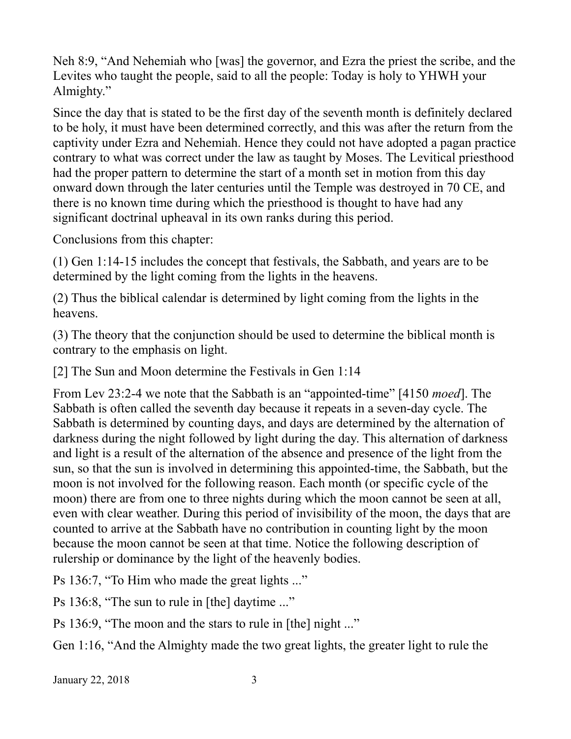Neh 8:9, "And Nehemiah who [was] the governor, and Ezra the priest the scribe, and the Levites who taught the people, said to all the people: Today is holy to YHWH your Almighty."

Since the day that is stated to be the first day of the seventh month is definitely declared to be holy, it must have been determined correctly, and this was after the return from the captivity under Ezra and Nehemiah. Hence they could not have adopted a pagan practice contrary to what was correct under the law as taught by Moses. The Levitical priesthood had the proper pattern to determine the start of a month set in motion from this day onward down through the later centuries until the Temple was destroyed in 70 CE, and there is no known time during which the priesthood is thought to have had any significant doctrinal upheaval in its own ranks during this period.

Conclusions from this chapter:

(1) Gen 1:14-15 includes the concept that festivals, the Sabbath, and years are to be determined by the light coming from the lights in the heavens.

(2) Thus the biblical calendar is determined by light coming from the lights in the heavens.

(3) The theory that the conjunction should be used to determine the biblical month is contrary to the emphasis on light.

[2] The Sun and Moon determine the Festivals in Gen 1:14

From Lev 23:2-4 we note that the Sabbath is an "appointed-time" [4150 *moed*]. The Sabbath is often called the seventh day because it repeats in a seven-day cycle. The Sabbath is determined by counting days, and days are determined by the alternation of darkness during the night followed by light during the day. This alternation of darkness and light is a result of the alternation of the absence and presence of the light from the sun, so that the sun is involved in determining this appointed-time, the Sabbath, but the moon is not involved for the following reason. Each month (or specific cycle of the moon) there are from one to three nights during which the moon cannot be seen at all, even with clear weather. During this period of invisibility of the moon, the days that are counted to arrive at the Sabbath have no contribution in counting light by the moon because the moon cannot be seen at that time. Notice the following description of rulership or dominance by the light of the heavenly bodies.

Ps 136:7, "To Him who made the great lights ..."

Ps 136:8, "The sun to rule in [the] daytime ..."

Ps 136:9, "The moon and the stars to rule in [the] night ..."

Gen 1:16, "And the Almighty made the two great lights, the greater light to rule the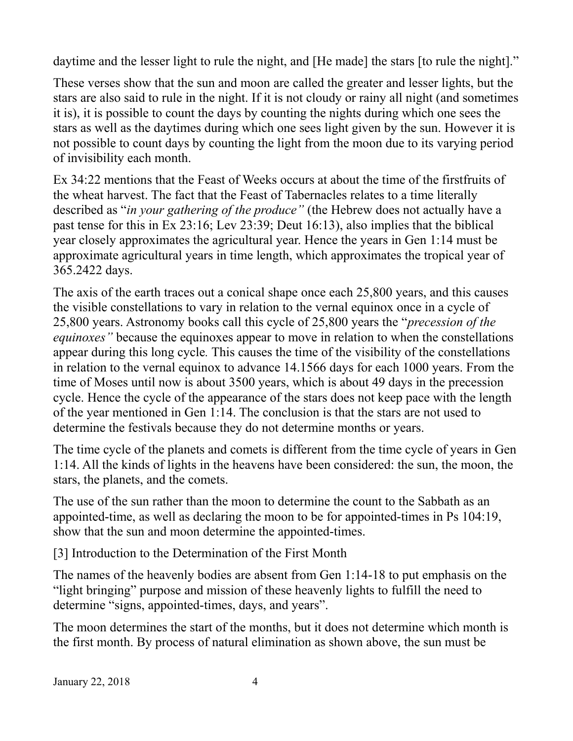daytime and the lesser light to rule the night, and [He made] the stars [to rule the night]."

These verses show that the sun and moon are called the greater and lesser lights, but the stars are also said to rule in the night. If it is not cloudy or rainy all night (and sometimes it is), it is possible to count the days by counting the nights during which one sees the stars as well as the daytimes during which one sees light given by the sun. However it is not possible to count days by counting the light from the moon due to its varying period of invisibility each month.

Ex 34:22 mentions that the Feast of Weeks occurs at about the time of the firstfruits of the wheat harvest. The fact that the Feast of Tabernacles relates to a time literally described as "*in your gathering of the produce"* (the Hebrew does not actually have a past tense for this in Ex 23:16; Lev 23:39; Deut 16:13), also implies that the biblical year closely approximates the agricultural year. Hence the years in Gen 1:14 must be approximate agricultural years in time length, which approximates the tropical year of 365.2422 days.

The axis of the earth traces out a conical shape once each 25,800 years, and this causes the visible constellations to vary in relation to the vernal equinox once in a cycle of 25,800 years. Astronomy books call this cycle of 25,800 years the "*precession of the equinoxes"* because the equinoxes appear to move in relation to when the constellations appear during this long cycle. This causes the time of the visibility of the constellations in relation to the vernal equinox to advance 14.1566 days for each 1000 years. From the time of Moses until now is about 3500 years, which is about 49 days in the precession cycle. Hence the cycle of the appearance of the stars does not keep pace with the length of the year mentioned in Gen 1:14. The conclusion is that the stars are not used to determine the festivals because they do not determine months or years.

The time cycle of the planets and comets is different from the time cycle of years in Gen 1:14. All the kinds of lights in the heavens have been considered: the sun, the moon, the stars, the planets, and the comets.

The use of the sun rather than the moon to determine the count to the Sabbath as an appointed-time, as well as declaring the moon to be for appointed-times in Ps 104:19, show that the sun and moon determine the appointed-times.

## [3] Introduction to the Determination of the First Month

The names of the heavenly bodies are absent from Gen 1:14-18 to put emphasis on the "light bringing" purpose and mission of these heavenly lights to fulfill the need to determine "signs, appointed-times, days, and years".

The moon determines the start of the months, but it does not determine which month is the first month. By process of natural elimination as shown above, the sun must be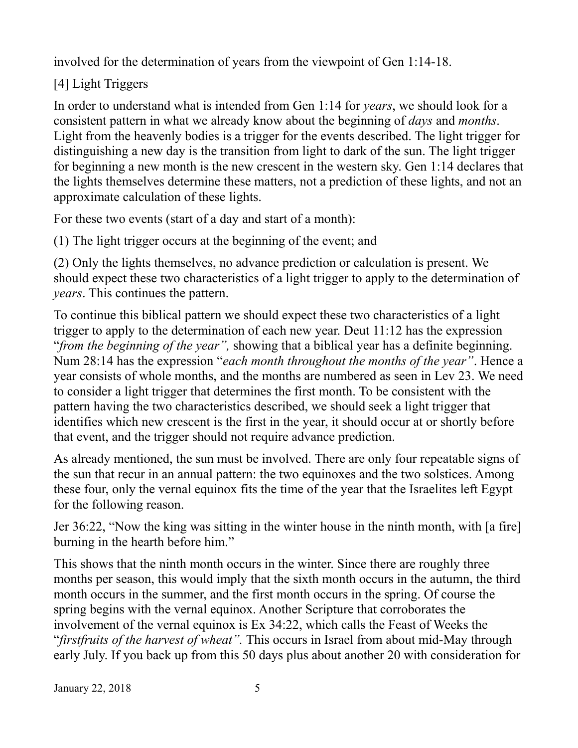involved for the determination of years from the viewpoint of Gen 1:14-18.

[4] Light Triggers

In order to understand what is intended from Gen 1:14 for *years*, we should look for a consistent pattern in what we already know about the beginning of *days* and *months*. Light from the heavenly bodies is a trigger for the events described. The light trigger for distinguishing a new day is the transition from light to dark of the sun. The light trigger for beginning a new month is the new crescent in the western sky. Gen 1:14 declares that the lights themselves determine these matters, not a prediction of these lights, and not an approximate calculation of these lights.

For these two events (start of a day and start of a month):

(1) The light trigger occurs at the beginning of the event; and

(2) Only the lights themselves, no advance prediction or calculation is present. We should expect these two characteristics of a light trigger to apply to the determination of *years*. This continues the pattern.

To continue this biblical pattern we should expect these two characteristics of a light trigger to apply to the determination of each new year. Deut 11:12 has the expression "*from the beginning of the year",* showing that a biblical year has a definite beginning. Num 28:14 has the expression "*each month throughout the months of the year"*. Hence a year consists of whole months, and the months are numbered as seen in Lev 23. We need to consider a light trigger that determines the first month. To be consistent with the pattern having the two characteristics described, we should seek a light trigger that identifies which new crescent is the first in the year, it should occur at or shortly before that event, and the trigger should not require advance prediction.

As already mentioned, the sun must be involved. There are only four repeatable signs of the sun that recur in an annual pattern: the two equinoxes and the two solstices. Among these four, only the vernal equinox fits the time of the year that the Israelites left Egypt for the following reason.

Jer 36:22, "Now the king was sitting in the winter house in the ninth month, with [a fire] burning in the hearth before him."

This shows that the ninth month occurs in the winter. Since there are roughly three months per season, this would imply that the sixth month occurs in the autumn, the third month occurs in the summer, and the first month occurs in the spring. Of course the spring begins with the vernal equinox. Another Scripture that corroborates the involvement of the vernal equinox is Ex 34:22, which calls the Feast of Weeks the "*firstfruits of the harvest of wheat".* This occurs in Israel from about mid-May through early July. If you back up from this 50 days plus about another 20 with consideration for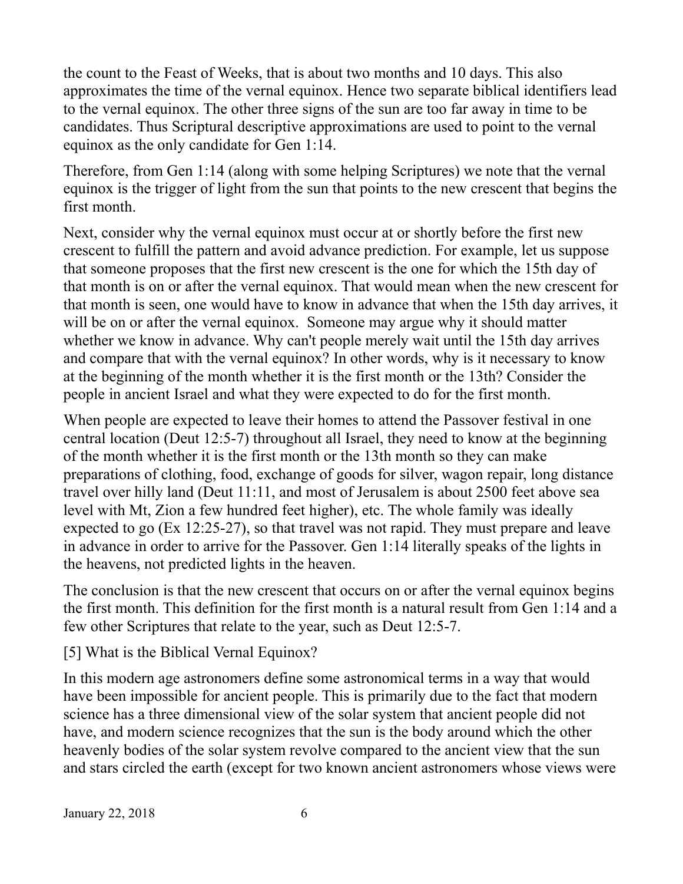the count to the Feast of Weeks, that is about two months and 10 days. This also approximates the time of the vernal equinox. Hence two separate biblical identifiers lead to the vernal equinox. The other three signs of the sun are too far away in time to be candidates. Thus Scriptural descriptive approximations are used to point to the vernal equinox as the only candidate for Gen 1:14.

Therefore, from Gen 1:14 (along with some helping Scriptures) we note that the vernal equinox is the trigger of light from the sun that points to the new crescent that begins the first month.

Next, consider why the vernal equinox must occur at or shortly before the first new crescent to fulfill the pattern and avoid advance prediction. For example, let us suppose that someone proposes that the first new crescent is the one for which the 15th day of that month is on or after the vernal equinox. That would mean when the new crescent for that month is seen, one would have to know in advance that when the 15th day arrives, it will be on or after the vernal equinox. Someone may argue why it should matter whether we know in advance. Why can't people merely wait until the 15th day arrives and compare that with the vernal equinox? In other words, why is it necessary to know at the beginning of the month whether it is the first month or the 13th? Consider the people in ancient Israel and what they were expected to do for the first month.

When people are expected to leave their homes to attend the Passover festival in one central location (Deut 12:5-7) throughout all Israel, they need to know at the beginning of the month whether it is the first month or the 13th month so they can make preparations of clothing, food, exchange of goods for silver, wagon repair, long distance travel over hilly land (Deut 11:11, and most of Jerusalem is about 2500 feet above sea level with Mt, Zion a few hundred feet higher), etc. The whole family was ideally expected to go (Ex 12:25-27), so that travel was not rapid. They must prepare and leave in advance in order to arrive for the Passover. Gen 1:14 literally speaks of the lights in the heavens, not predicted lights in the heaven.

The conclusion is that the new crescent that occurs on or after the vernal equinox begins the first month. This definition for the first month is a natural result from Gen 1:14 and a few other Scriptures that relate to the year, such as Deut 12:5-7.

## [5] What is the Biblical Vernal Equinox?

In this modern age astronomers define some astronomical terms in a way that would have been impossible for ancient people. This is primarily due to the fact that modern science has a three dimensional view of the solar system that ancient people did not have, and modern science recognizes that the sun is the body around which the other heavenly bodies of the solar system revolve compared to the ancient view that the sun and stars circled the earth (except for two known ancient astronomers whose views were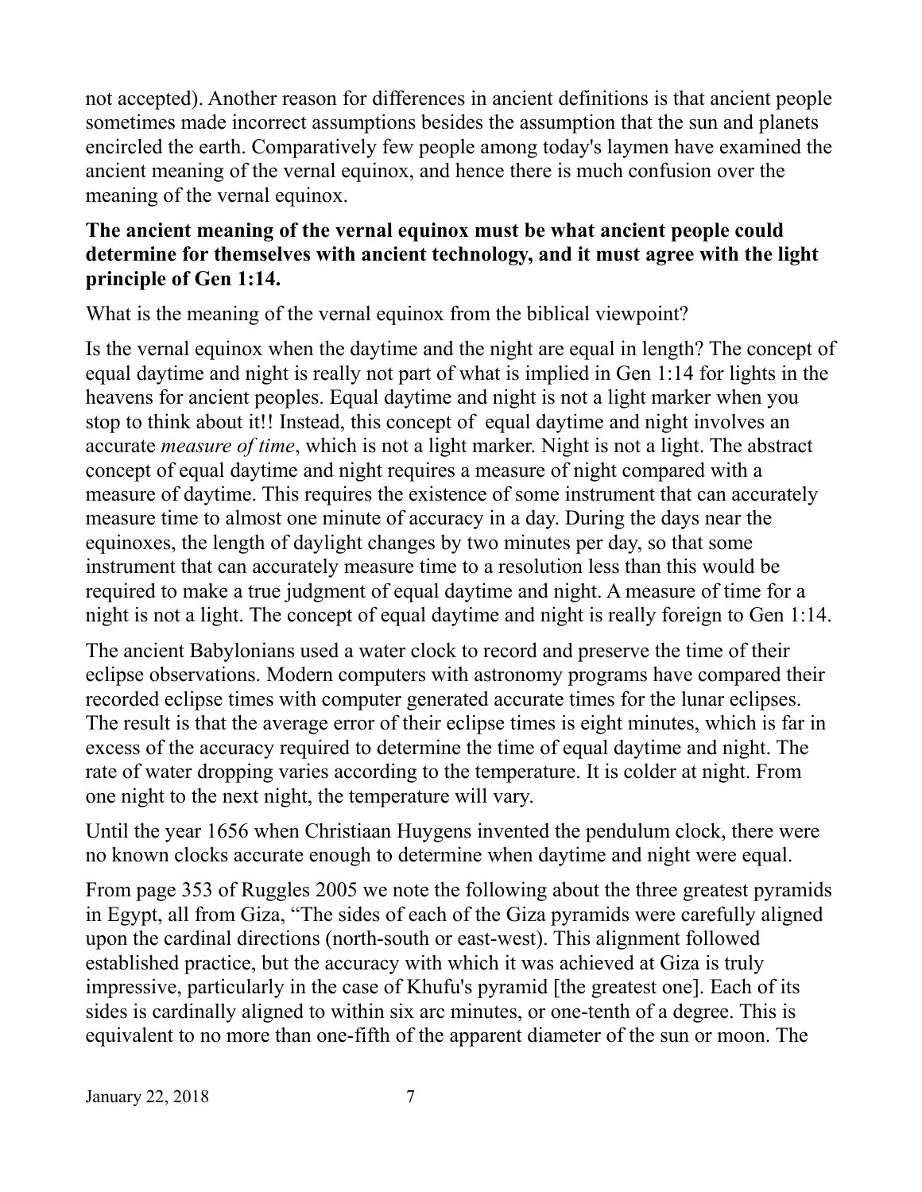not accepted). Another reason for differences in ancient definitions is that ancient people sometimes made incorrect assumptions besides the assumption that the sun and planets encircled the earth. Comparatively few people among today's laymen have examined the ancient meaning of the vernal equinox, and hence there is much confusion over the meaning of the vernal equinox.

**The ancient meaning of the vernal equinox must be what ancient people could determine for themselves with ancient technology, and it must agree with the light principle of Gen 1:14.**

What is the meaning of the vernal equinox from the biblical viewpoint?

Is the vernal equinox when the daytime and the night are equal in length? The concept of equal daytime and night is really not part of what is implied in Gen 1:14 for lights in the heavens for ancient peoples. Equal daytime and night is not a light marker when you stop to think about it!! Instead, this concept of equal daytime and night involves an accurate *measure of time*, which is not a light marker. Night is not a light. The abstract concept of equal daytime and night requires a measure of night compared with a measure of daytime. This requires the existence of some instrument that can accurately measure time to almost one minute of accuracy in a day. During the days near the equinoxes, the length of daylight changes by two minutes per day, so that some instrument that can accurately measure time to a resolution less than this would be required to make a true judgment of equal daytime and night. A measure of time for a night is not a light. The concept of equal daytime and night is really foreign to Gen 1:14.

The ancient Babylonians used a water clock to record and preserve the time of their eclipse observations. Modern computers with astronomy programs have compared their recorded eclipse times with computer generated accurate times for the lunar eclipses. The result is that the average error of their eclipse times is eight minutes, which is far in excess of the accuracy required to determine the time of equal daytime and night. The rate of water dropping varies according to the temperature. It is colder at night. From one night to the next night, the temperature will vary.

Until the year 1656 when Christiaan Huygens invented the pendulum clock, there were no known clocks accurate enough to determine when daytime and night were equal.

From page 353 of Ruggles 2005 we note the following about the three greatest pyramids in Egypt, all from Giza, "The sides of each of the Giza pyramids were carefully aligned upon the cardinal directions (north-south or east-west). This alignment followed established practice, but the accuracy with which it was achieved at Giza is truly impressive, particularly in the case of Khufu's pyramid [the greatest one]. Each of its sides is cardinally aligned to within six arc minutes, or one-tenth of a degree. This is equivalent to no more than one-fifth of the apparent diameter of the sun or moon. The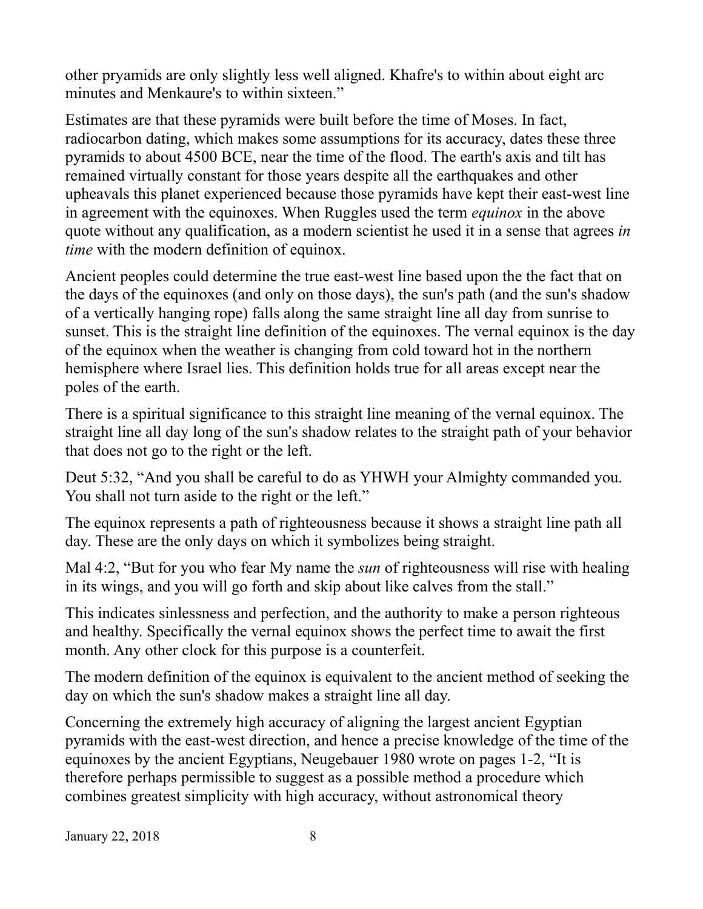other pryamids are only slightly less well aligned. Khafre's to within about eight arc minutes and Menkaure's to within sixteen."

Estimates are that these pyramids were built before the time of Moses. In fact, radiocarbon dating, which makes some assumptions for its accuracy, dates these three pyramids to about 4500 BCE, near the time of the flood. The earth's axis and tilt has remained virtually constant for those years despite all the earthquakes and other upheavals this planet experienced because those pyramids have kept their east-west line in agreement with the equinoxes. When Ruggles used the term *equinox* in the above quote without any qualification, as a modern scientist he used it in a sense that agrees *in time* with the modern definition of equinox.

Ancient peoples could determine the true east-west line based upon the the fact that on the days of the equinoxes (and only on those days), the sun's path (and the sun's shadow of a vertically hanging rope) falls along the same straight line all day from sunrise to sunset. This is the straight line definition of the equinoxes. The vernal equinox is the day of the equinox when the weather is changing from cold toward hot in the northern hemisphere where Israel lies. This definition holds true for all areas except near the poles of the earth.

There is a spiritual significance to this straight line meaning of the vernal equinox. The straight line all day long of the sun's shadow relates to the straight path of your behavior that does not go to the right or the left.

Deut 5:32, "And you shall be careful to do as YHWH your Almighty commanded you. You shall not turn aside to the right or the left."

The equinox represents a path of righteousness because it shows a straight line path all day. These are the only days on which it symbolizes being straight.

Mal 4:2, "But for you who fear My name the *sun* of righteousness will rise with healing in its wings, and you will go forth and skip about like calves from the stall."

This indicates sinlessness and perfection, and the authority to make a person righteous and healthy. Specifically the vernal equinox shows the perfect time to await the first month. Any other clock for this purpose is a counterfeit.

The modern definition of the equinox is equivalent to the ancient method of seeking the day on which the sun's shadow makes a straight line all day.

Concerning the extremely high accuracy of aligning the largest ancient Egyptian pyramids with the east-west direction, and hence a precise knowledge of the time of the equinoxes by the ancient Egyptians, Neugebauer 1980 wrote on pages 1-2, "It is therefore perhaps permissible to suggest as a possible method a procedure which combines greatest simplicity with high accuracy, without astronomical theory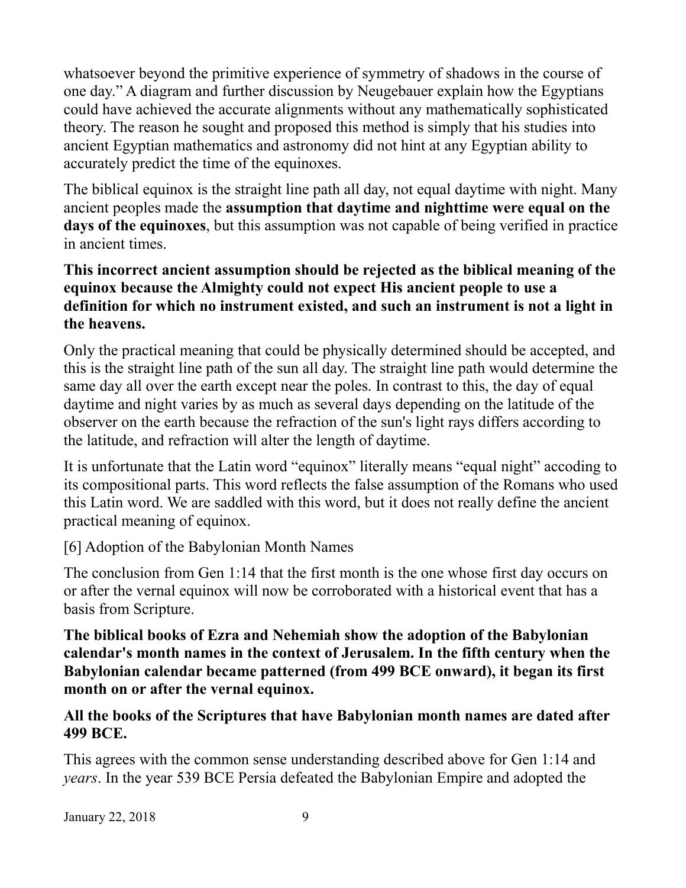whatsoever beyond the primitive experience of symmetry of shadows in the course of one day." A diagram and further discussion by Neugebauer explain how the Egyptians could have achieved the accurate alignments without any mathematically sophisticated theory. The reason he sought and proposed this method is simply that his studies into ancient Egyptian mathematics and astronomy did not hint at any Egyptian ability to accurately predict the time of the equinoxes.

The biblical equinox is the straight line path all day, not equal daytime with night. Many ancient peoples made the **assumption that daytime and nighttime were equal on the days of the equinoxes**, but this assumption was not capable of being verified in practice in ancient times.

**This incorrect ancient assumption should be rejected as the biblical meaning of the equinox because the Almighty could not expect His ancient people to use a definition for which no instrument existed, and such an instrument is not a light in the heavens.**

Only the practical meaning that could be physically determined should be accepted, and this is the straight line path of the sun all day. The straight line path would determine the same day all over the earth except near the poles. In contrast to this, the day of equal daytime and night varies by as much as several days depending on the latitude of the observer on the earth because the refraction of the sun's light rays differs according to the latitude, and refraction will alter the length of daytime.

It is unfortunate that the Latin word "equinox" literally means "equal night" accoding to its compositional parts. This word reflects the false assumption of the Romans who used this Latin word. We are saddled with this word, but it does not really define the ancient practical meaning of equinox.

[6] Adoption of the Babylonian Month Names

The conclusion from Gen 1:14 that the first month is the one whose first day occurs on or after the vernal equinox will now be corroborated with a historical event that has a basis from Scripture.

**The biblical books of Ezra and Nehemiah show the adoption of the Babylonian calendar's month names in the context of Jerusalem. In the fifth century when the Babylonian calendar became patterned (from 499 BCE onward), it began its first month on or after the vernal equinox.**

**All the books of the Scriptures that have Babylonian month names are dated after 499 BCE.**

This agrees with the common sense understanding described above for Gen 1:14 and *years*. In the year 539 BCE Persia defeated the Babylonian Empire and adopted the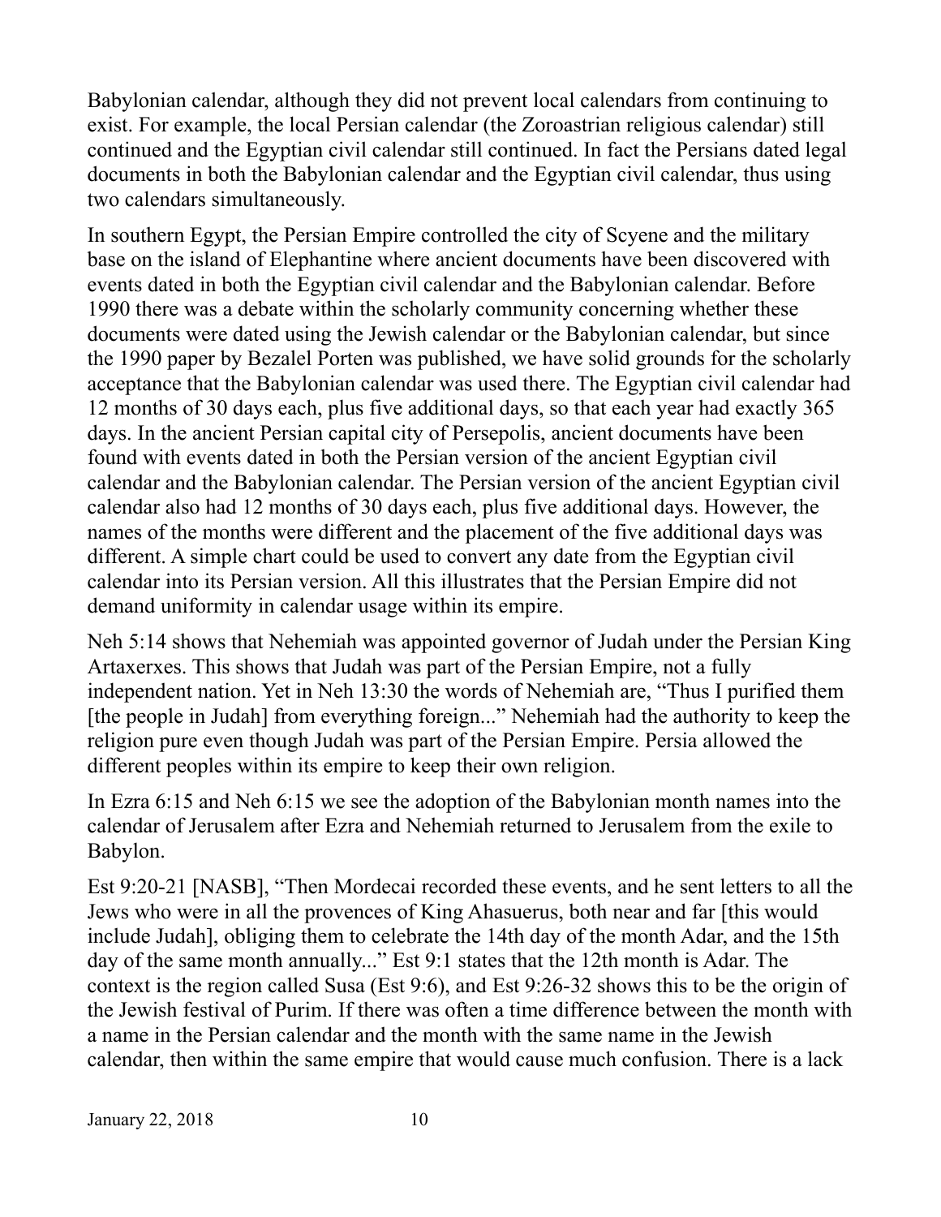Babylonian calendar, although they did not prevent local calendars from continuing to exist. For example, the local Persian calendar (the Zoroastrian religious calendar) still continued and the Egyptian civil calendar still continued. In fact the Persians dated legal documents in both the Babylonian calendar and the Egyptian civil calendar, thus using two calendars simultaneously.

In southern Egypt, the Persian Empire controlled the city of Scyene and the military base on the island of Elephantine where ancient documents have been discovered with events dated in both the Egyptian civil calendar and the Babylonian calendar. Before 1990 there was a debate within the scholarly community concerning whether these documents were dated using the Jewish calendar or the Babylonian calendar, but since the 1990 paper by Bezalel Porten was published, we have solid grounds for the scholarly acceptance that the Babylonian calendar was used there. The Egyptian civil calendar had 12 months of 30 days each, plus five additional days, so that each year had exactly 365 days. In the ancient Persian capital city of Persepolis, ancient documents have been found with events dated in both the Persian version of the ancient Egyptian civil calendar and the Babylonian calendar. The Persian version of the ancient Egyptian civil calendar also had 12 months of 30 days each, plus five additional days. However, the names of the months were different and the placement of the five additional days was different. A simple chart could be used to convert any date from the Egyptian civil calendar into its Persian version. All this illustrates that the Persian Empire did not demand uniformity in calendar usage within its empire.

Neh 5:14 shows that Nehemiah was appointed governor of Judah under the Persian King Artaxerxes. This shows that Judah was part of the Persian Empire, not a fully independent nation. Yet in Neh 13:30 the words of Nehemiah are, "Thus I purified them [the people in Judah] from everything foreign..." Nehemiah had the authority to keep the religion pure even though Judah was part of the Persian Empire. Persia allowed the different peoples within its empire to keep their own religion.

In Ezra 6:15 and Neh 6:15 we see the adoption of the Babylonian month names into the calendar of Jerusalem after Ezra and Nehemiah returned to Jerusalem from the exile to Babylon.

Est 9:20-21 [NASB], "Then Mordecai recorded these events, and he sent letters to all the Jews who were in all the provences of King Ahasuerus, both near and far [this would include Judah], obliging them to celebrate the 14th day of the month Adar, and the 15th day of the same month annually..." Est 9:1 states that the 12th month is Adar. The context is the region called Susa (Est 9:6), and Est 9:26-32 shows this to be the origin of the Jewish festival of Purim. If there was often a time difference between the month with a name in the Persian calendar and the month with the same name in the Jewish calendar, then within the same empire that would cause much confusion. There is a lack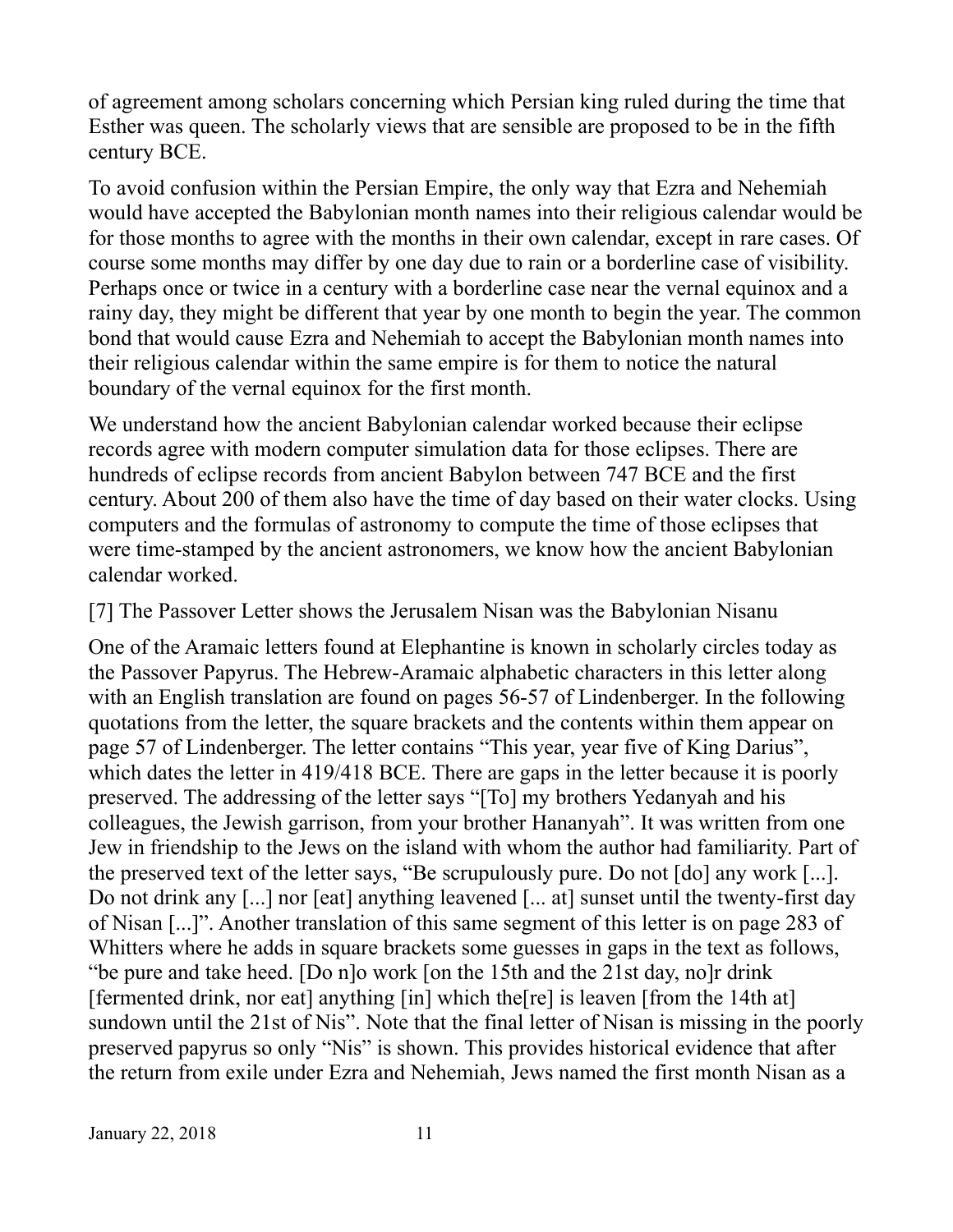of agreement among scholars concerning which Persian king ruled during the time that Esther was queen. The scholarly views that are sensible are proposed to be in the fifth century BCE.

To avoid confusion within the Persian Empire, the only way that Ezra and Nehemiah would have accepted the Babylonian month names into their religious calendar would be for those months to agree with the months in their own calendar, except in rare cases. Of course some months may differ by one day due to rain or a borderline case of visibility. Perhaps once or twice in a century with a borderline case near the vernal equinox and a rainy day, they might be different that year by one month to begin the year. The common bond that would cause Ezra and Nehemiah to accept the Babylonian month names into their religious calendar within the same empire is for them to notice the natural boundary of the vernal equinox for the first month.

We understand how the ancient Babylonian calendar worked because their eclipse records agree with modern computer simulation data for those eclipses. There are hundreds of eclipse records from ancient Babylon between 747 BCE and the first century. About 200 of them also have the time of day based on their water clocks. Using computers and the formulas of astronomy to compute the time of those eclipses that were time-stamped by the ancient astronomers, we know how the ancient Babylonian calendar worked.

## [7] The Passover Letter shows the Jerusalem Nisan was the Babylonian Nisanu

One of the Aramaic letters found at Elephantine is known in scholarly circles today as the Passover Papyrus. The Hebrew-Aramaic alphabetic characters in this letter along with an English translation are found on pages 56-57 of Lindenberger. In the following quotations from the letter, the square brackets and the contents within them appear on page 57 of Lindenberger. The letter contains "This year, year five of King Darius", which dates the letter in 419/418 BCE. There are gaps in the letter because it is poorly preserved. The addressing of the letter says "[To] my brothers Yedanyah and his colleagues, the Jewish garrison, from your brother Hananyah". It was written from one Jew in friendship to the Jews on the island with whom the author had familiarity. Part of the preserved text of the letter says, "Be scrupulously pure. Do not [do] any work [...]. Do not drink any [...] nor [eat] anything leavened [... at] sunset until the twenty-first day of Nisan [...]". Another translation of this same segment of this letter is on page 283 of Whitters where he adds in square brackets some guesses in gaps in the text as follows, "be pure and take heed. [Do n]o work [on the 15th and the 21st day, no]r drink [fermented drink, nor eat] anything [in] which the[re] is leaven [from the 14th at] sundown until the 21st of Nis". Note that the final letter of Nisan is missing in the poorly preserved papyrus so only "Nis" is shown. This provides historical evidence that after the return from exile under Ezra and Nehemiah, Jews named the first month Nisan as a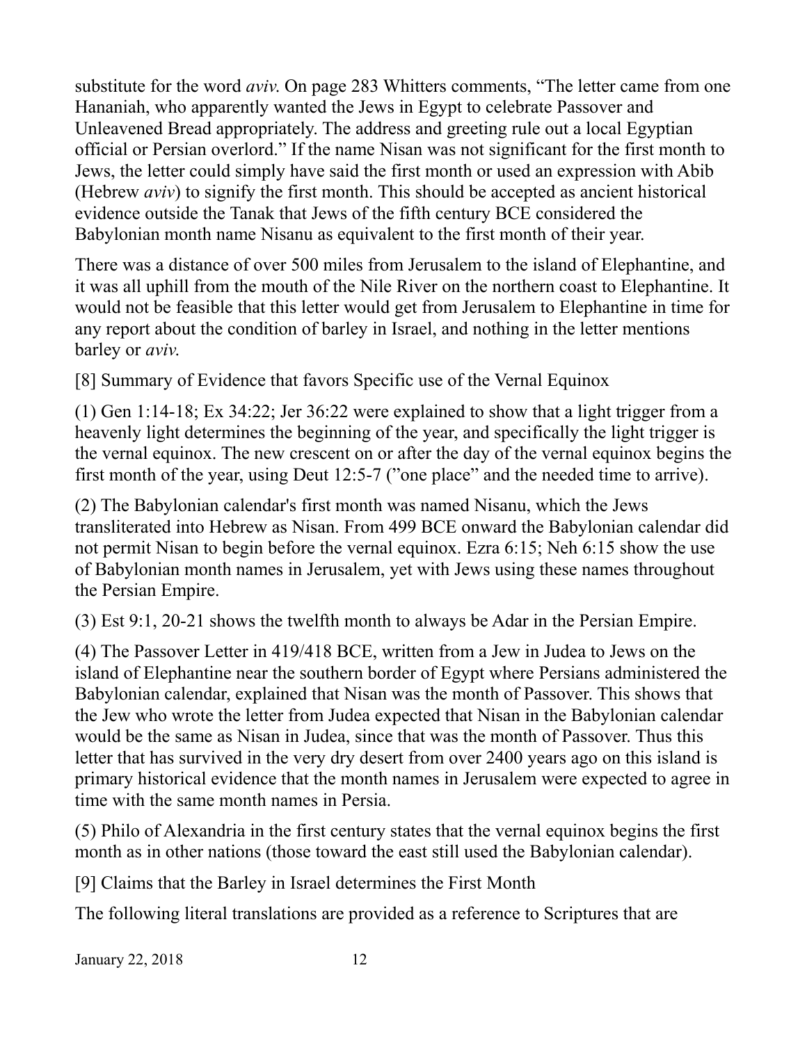substitute for the word *aviv*. On page 283 Whitters comments, "The letter came from one Hananiah, who apparently wanted the Jews in Egypt to celebrate Passover and Unleavened Bread appropriately. The address and greeting rule out a local Egyptian official or Persian overlord." If the name Nisan was not significant for the first month to Jews, the letter could simply have said the first month or used an expression with Abib (Hebrew *aviv*) to signify the first month. This should be accepted as ancient historical evidence outside the Tanak that Jews of the fifth century BCE considered the Babylonian month name Nisanu as equivalent to the first month of their year.

There was a distance of over 500 miles from Jerusalem to the island of Elephantine, and it was all uphill from the mouth of the Nile River on the northern coast to Elephantine. It would not be feasible that this letter would get from Jerusalem to Elephantine in time for any report about the condition of barley in Israel, and nothing in the letter mentions barley or *aviv*.

[8] Summary of Evidence that favors Specific use of the Vernal Equinox

(1) Gen 1:14-18; Ex 34:22; Jer 36:22 were explained to show that a light trigger from a heavenly light determines the beginning of the year, and specifically the light trigger is the vernal equinox. The new crescent on or after the day of the vernal equinox begins the first month of the year, using Deut 12:5-7 ("one place" and the needed time to arrive).

(2) The Babylonian calendar's first month was named Nisanu, which the Jews transliterated into Hebrew as Nisan. From 499 BCE onward the Babylonian calendar did not permit Nisan to begin before the vernal equinox. Ezra 6:15; Neh 6:15 show the use of Babylonian month names in Jerusalem, yet with Jews using these names throughout the Persian Empire.

(3) Est 9:1, 20-21 shows the twelfth month to always be Adar in the Persian Empire.

(4) The Passover Letter in 419/418 BCE, written from a Jew in Judea to Jews on the island of Elephantine near the southern border of Egypt where Persians administered the Babylonian calendar, explained that Nisan was the month of Passover. This shows that the Jew who wrote the letter from Judea expected that Nisan in the Babylonian calendar would be the same as Nisan in Judea, since that was the month of Passover. Thus this letter that has survived in the very dry desert from over 2400 years ago on this island is primary historical evidence that the month names in Jerusalem were expected to agree in time with the same month names in Persia.

(5) Philo of Alexandria in the first century states that the vernal equinox begins the first month as in other nations (those toward the east still used the Babylonian calendar).

[9] Claims that the Barley in Israel determines the First Month

The following literal translations are provided as a reference to Scriptures that are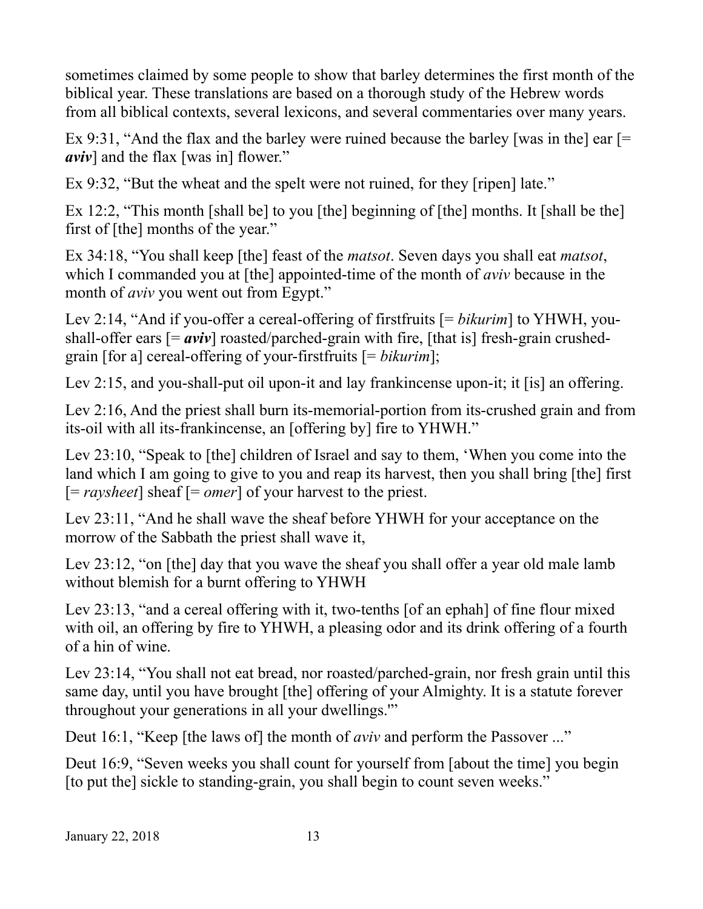sometimes claimed by some people to show that barley determines the first month of the biblical year. These translations are based on a thorough study of the Hebrew words from all biblical contexts, several lexicons, and several commentaries over many years.

Ex 9:31, "And the flax and the barley were ruined because the barley [was in the] ear [= ***aviv***] and the flax [was in] flower."

Ex 9:32, "But the wheat and the spelt were not ruined, for they [ripen] late."

Ex 12:2, "This month [shall be] to you [the] beginning of [the] months. It [shall be the] first of [the] months of the year."

Ex 34:18, "You shall keep [the] feast of the *matsot*. Seven days you shall eat *matsot*, which I commanded you at [the] appointed-time of the month of *aviv* because in the month of *aviv* you went out from Egypt."

Lev 2:14, "And if you-offer a cereal-offering of firstfruits [= *bikurim*] to YHWH, you-shall-offer ears [= ***aviv***] roasted/parched-grain with fire, [that is] fresh-grain crushed-grain [for a] cereal-offering of your-firstfruits [= *bikurim*];

Lev 2:15, and you-shall-put oil upon-it and lay frankincense upon-it; it [is] an offering.

Lev 2:16, And the priest shall burn its-memorial-portion from its-crushed grain and from its-oil with all its-frankincense, an [offering by] fire to YHWH."

Lev 23:10, "Speak to [the] children of Israel and say to them, 'When you come into the land which I am going to give to you and reap its harvest, then you shall bring [the] first [= *raysheet*] sheaf [= *omer*] of your harvest to the priest.

Lev 23:11, "And he shall wave the sheaf before YHWH for your acceptance on the morrow of the Sabbath the priest shall wave it,

Lev 23:12, "on [the] day that you wave the sheaf you shall offer a year old male lamb without blemish for a burnt offering to YHWH

Lev 23:13, "and a cereal offering with it, two-tenths [of an ephah] of fine flour mixed with oil, an offering by fire to YHWH, a pleasing odor and its drink offering of a fourth of a hin of wine.

Lev 23:14, "You shall not eat bread, nor roasted/parched-grain, nor fresh grain until this same day, until you have brought [the] offering of your Almighty. It is a statute forever throughout your generations in all your dwellings.'"

Deut 16:1, "Keep [the laws of] the month of *aviv* and perform the Passover ..."

Deut 16:9, "Seven weeks you shall count for yourself from [about the time] you begin [to put the] sickle to standing-grain, you shall begin to count seven weeks."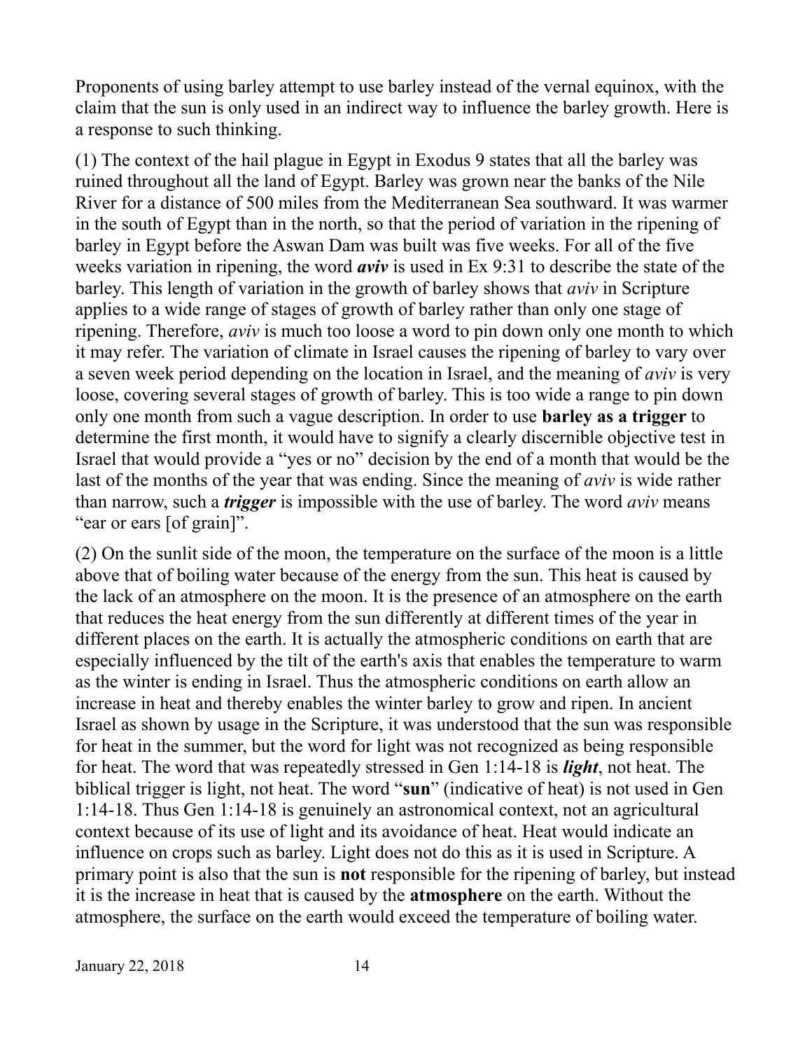Proponents of using barley attempt to use barley instead of the vernal equinox, with the claim that the sun is only used in an indirect way to influence the barley growth. Here is a response to such thinking.

(1) The context of the hail plague in Egypt in Exodus 9 states that all the barley was ruined throughout all the land of Egypt. Barley was grown near the banks of the Nile River for a distance of 500 miles from the Mediterranean Sea southward. It was warmer in the south of Egypt than in the north, so that the period of variation in the ripening of barley in Egypt before the Aswan Dam was built was five weeks. For all of the five weeks variation in ripening, the word ***aviv*** is used in Ex 9:31 to describe the state of the barley. This length of variation in the growth of barley shows that *aviv* in Scripture applies to a wide range of stages of growth of barley rather than only one stage of ripening. Therefore, *aviv* is much too loose a word to pin down only one month to which it may refer. The variation of climate in Israel causes the ripening of barley to vary over a seven week period depending on the location in Israel, and the meaning of *aviv* is very loose, covering several stages of growth of barley. This is too wide a range to pin down only one month from such a vague description. In order to use **barley as a trigger** to determine the first month, it would have to signify a clearly discernible objective test in Israel that would provide a "yes or no" decision by the end of a month that would be the last of the months of the year that was ending. Since the meaning of *aviv* is wide rather than narrow, such a ***trigger*** is impossible with the use of barley. The word *aviv* means "ear or ears [of grain]".

(2) On the sunlit side of the moon, the temperature on the surface of the moon is a little above that of boiling water because of the energy from the sun. This heat is caused by the lack of an atmosphere on the moon. It is the presence of an atmosphere on the earth that reduces the heat energy from the sun differently at different times of the year in different places on the earth. It is actually the atmospheric conditions on earth that are especially influenced by the tilt of the earth's axis that enables the temperature to warm as the winter is ending in Israel. Thus the atmospheric conditions on earth allow an increase in heat and thereby enables the winter barley to grow and ripen. In ancient Israel as shown by usage in the Scripture, it was understood that the sun was responsible for heat in the summer, but the word for light was not recognized as being responsible for heat. The word that was repeatedly stressed in Gen 1:14-18 is ***light***, not heat. The biblical trigger is light, not heat. The word "**sun**" (indicative of heat) is not used in Gen 1:14-18. Thus Gen 1:14-18 is genuinely an astronomical context, not an agricultural context because of its use of light and its avoidance of heat. Heat would indicate an influence on crops such as barley. Light does not do this as it is used in Scripture. A primary point is also that the sun is **not** responsible for the ripening of barley, but instead it is the increase in heat that is caused by the **atmosphere** on the earth. Without the atmosphere, the surface on the earth would exceed the temperature of boiling water.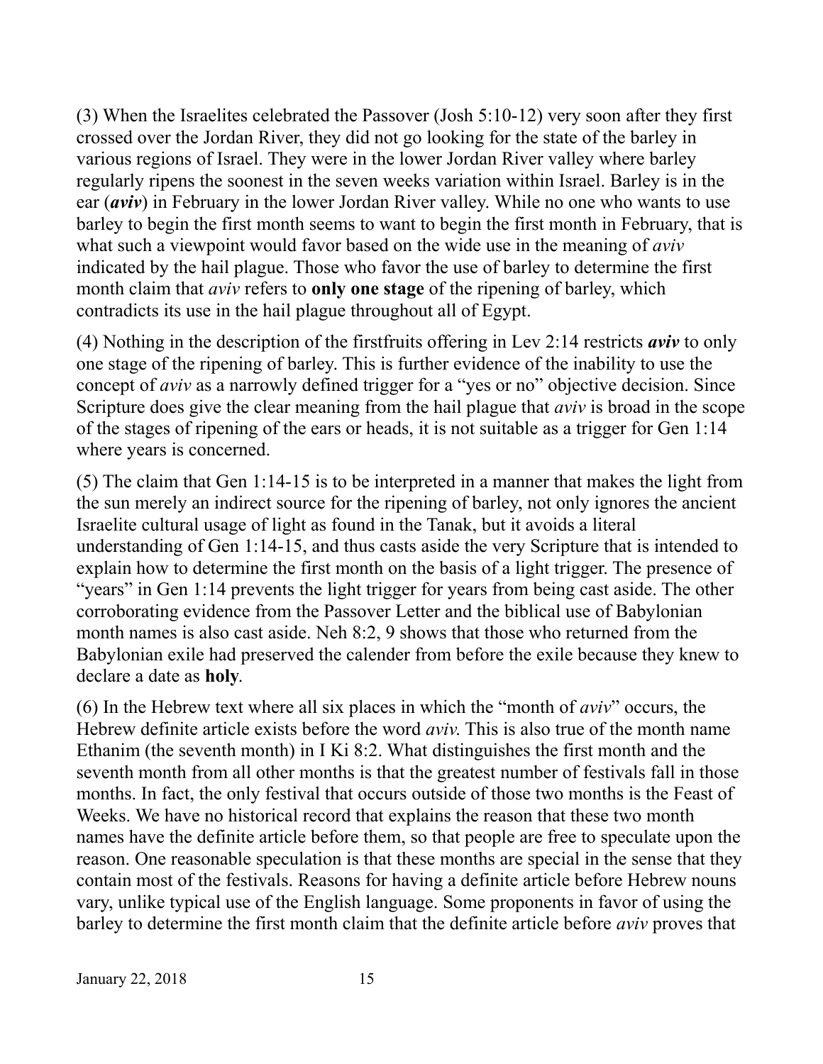(3) When the Israelites celebrated the Passover (Josh 5:10-12) very soon after they first crossed over the Jordan River, they did not go looking for the state of the barley in various regions of Israel. They were in the lower Jordan River valley where barley regularly ripens the soonest in the seven weeks variation within Israel. Barley is in the ear (***aviv***) in February in the lower Jordan River valley. While no one who wants to use barley to begin the first month seems to want to begin the first month in February, that is what such a viewpoint would favor based on the wide use in the meaning of *aviv* indicated by the hail plague. Those who favor the use of barley to determine the first month claim that *aviv* refers to **only one stage** of the ripening of barley, which contradicts its use in the hail plague throughout all of Egypt.

(4) Nothing in the description of the firstfruits offering in Lev 2:14 restricts ***aviv*** to only one stage of the ripening of barley. This is further evidence of the inability to use the concept of *aviv* as a narrowly defined trigger for a "yes or no" objective decision. Since Scripture does give the clear meaning from the hail plague that *aviv* is broad in the scope of the stages of ripening of the ears or heads, it is not suitable as a trigger for Gen 1:14 where years is concerned.

(5) The claim that Gen 1:14-15 is to be interpreted in a manner that makes the light from the sun merely an indirect source for the ripening of barley, not only ignores the ancient Israelite cultural usage of light as found in the Tanak, but it avoids a literal understanding of Gen 1:14-15, and thus casts aside the very Scripture that is intended to explain how to determine the first month on the basis of a light trigger. The presence of "years" in Gen 1:14 prevents the light trigger for years from being cast aside. The other corroborating evidence from the Passover Letter and the biblical use of Babylonian month names is also cast aside. Neh 8:2, 9 shows that those who returned from the Babylonian exile had preserved the calender from before the exile because they knew to declare a date as **holy**.

(6) In the Hebrew text where all six places in which the "month of *aviv*" occurs, the Hebrew definite article exists before the word *aviv*. This is also true of the month name Ethanim (the seventh month) in I Ki 8:2. What distinguishes the first month and the seventh month from all other months is that the greatest number of festivals fall in those months. In fact, the only festival that occurs outside of those two months is the Feast of Weeks. We have no historical record that explains the reason that these two month names have the definite article before them, so that people are free to speculate upon the reason. One reasonable speculation is that these months are special in the sense that they contain most of the festivals. Reasons for having a definite article before Hebrew nouns vary, unlike typical use of the English language. Some proponents in favor of using the barley to determine the first month claim that the definite article before *aviv* proves that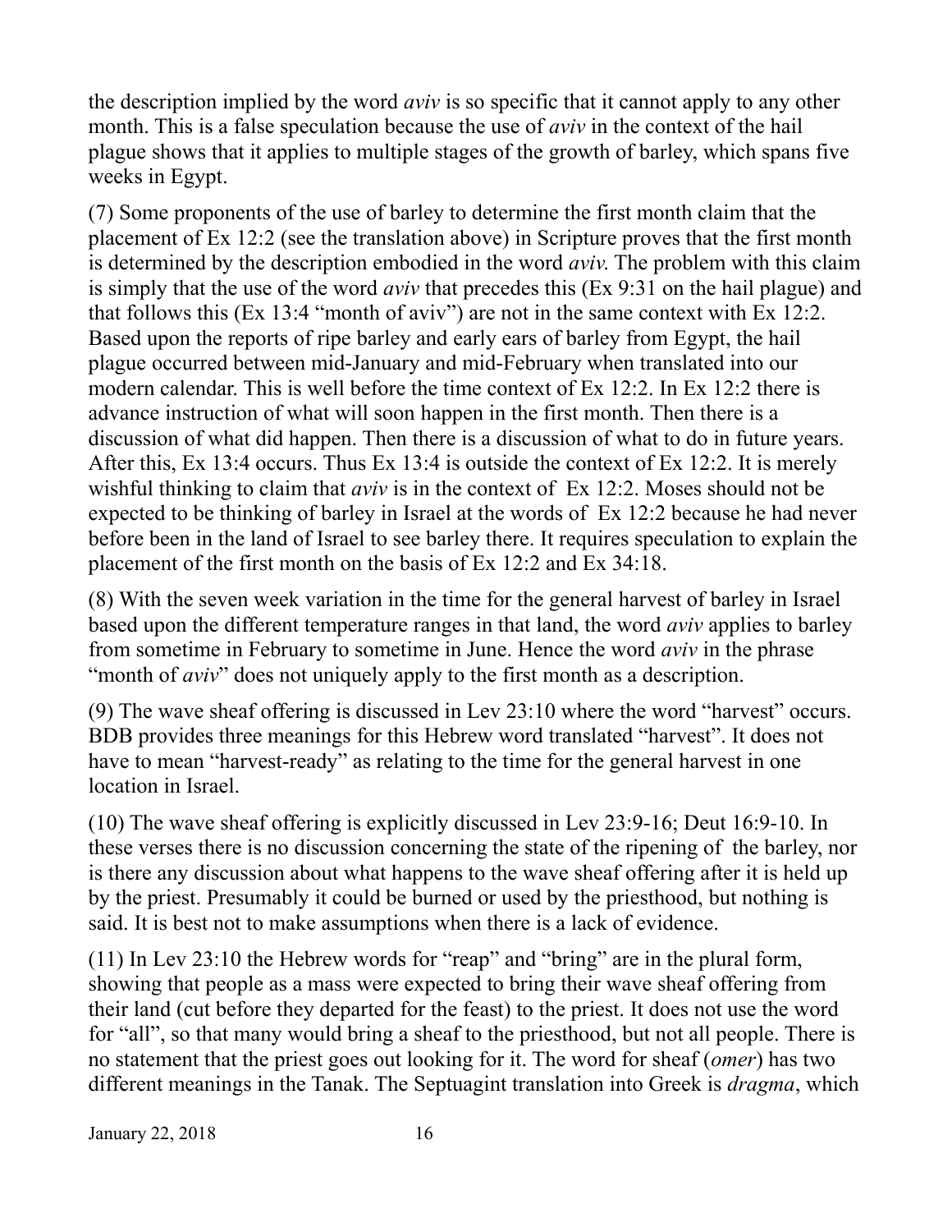the description implied by the word *aviv* is so specific that it cannot apply to any other month. This is a false speculation because the use of *aviv* in the context of the hail plague shows that it applies to multiple stages of the growth of barley, which spans five weeks in Egypt.

(7) Some proponents of the use of barley to determine the first month claim that the placement of Ex 12:2 (see the translation above) in Scripture proves that the first month is determined by the description embodied in the word *aviv*. The problem with this claim is simply that the use of the word *aviv* that precedes this (Ex 9:31 on the hail plague) and that follows this (Ex 13:4 "month of aviv") are not in the same context with Ex 12:2. Based upon the reports of ripe barley and early ears of barley from Egypt, the hail plague occurred between mid-January and mid-February when translated into our modern calendar. This is well before the time context of Ex 12:2. In Ex 12:2 there is advance instruction of what will soon happen in the first month. Then there is a discussion of what did happen. Then there is a discussion of what to do in future years. After this, Ex 13:4 occurs. Thus Ex 13:4 is outside the context of Ex 12:2. It is merely wishful thinking to claim that *aviv* is in the context of Ex 12:2. Moses should not be expected to be thinking of barley in Israel at the words of Ex 12:2 because he had never before been in the land of Israel to see barley there. It requires speculation to explain the placement of the first month on the basis of Ex 12:2 and Ex 34:18.

(8) With the seven week variation in the time for the general harvest of barley in Israel based upon the different temperature ranges in that land, the word *aviv* applies to barley from sometime in February to sometime in June. Hence the word *aviv* in the phrase "month of *aviv*" does not uniquely apply to the first month as a description.

(9) The wave sheaf offering is discussed in Lev 23:10 where the word "harvest" occurs. BDB provides three meanings for this Hebrew word translated "harvest". It does not have to mean "harvest-ready" as relating to the time for the general harvest in one location in Israel.

(10) The wave sheaf offering is explicitly discussed in Lev 23:9-16; Deut 16:9-10. In these verses there is no discussion concerning the state of the ripening of the barley, nor is there any discussion about what happens to the wave sheaf offering after it is held up by the priest. Presumably it could be burned or used by the priesthood, but nothing is said. It is best not to make assumptions when there is a lack of evidence.

(11) In Lev 23:10 the Hebrew words for "reap" and "bring" are in the plural form, showing that people as a mass were expected to bring their wave sheaf offering from their land (cut before they departed for the feast) to the priest. It does not use the word for "all", so that many would bring a sheaf to the priesthood, but not all people. There is no statement that the priest goes out looking for it. The word for sheaf (*omer*) has two different meanings in the Tanak. The Septuagint translation into Greek is *dragma*, which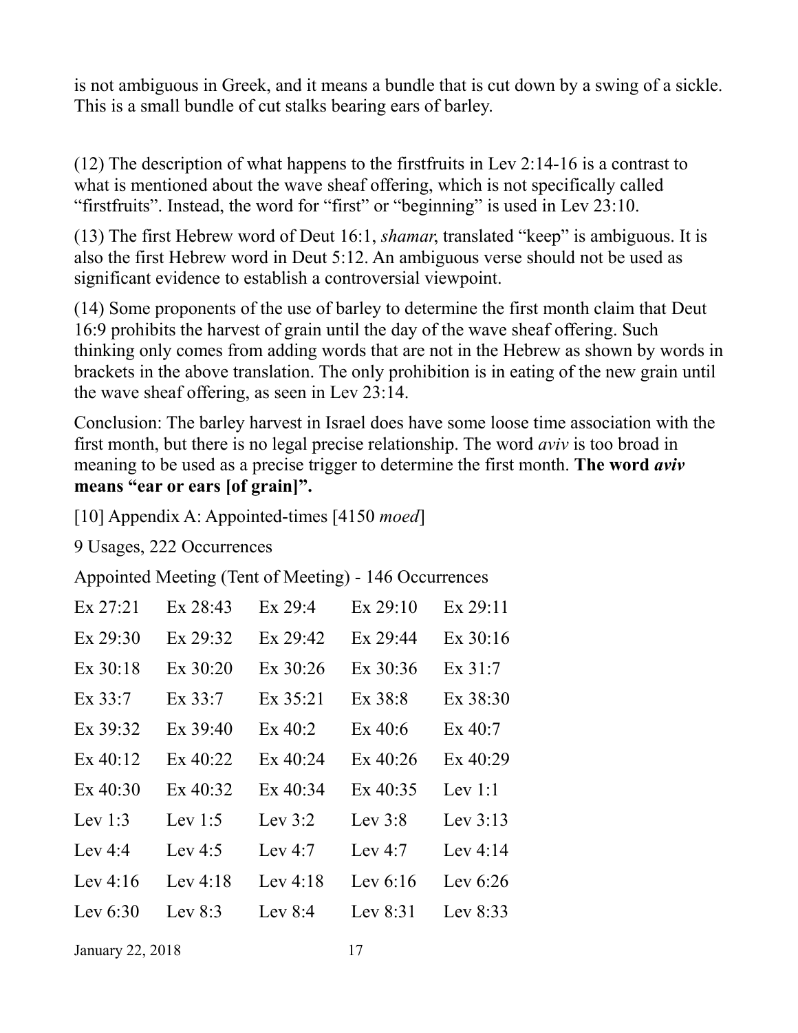is not ambiguous in Greek, and it means a bundle that is cut down by a swing of a sickle. This is a small bundle of cut stalks bearing ears of barley.

(12) The description of what happens to the firstfruits in Lev 2:14-16 is a contrast to what is mentioned about the wave sheaf offering, which is not specifically called "firstfruits". Instead, the word for "first" or "beginning" is used in Lev 23:10.

(13) The first Hebrew word of Deut 16:1, *shamar*, translated "keep" is ambiguous. It is also the first Hebrew word in Deut 5:12. An ambiguous verse should not be used as significant evidence to establish a controversial viewpoint.

(14) Some proponents of the use of barley to determine the first month claim that Deut 16:9 prohibits the harvest of grain until the day of the wave sheaf offering. Such thinking only comes from adding words that are not in the Hebrew as shown by words in brackets in the above translation. The only prohibition is in eating of the new grain until the wave sheaf offering, as seen in Lev 23:14.

Conclusion: The barley harvest in Israel does have some loose time association with the first month, but there is no legal precise relationship. The word *aviv* is too broad in meaning to be used as a precise trigger to determine the first month. **The word *aviv* means "ear or ears [of grain]".**

[10] Appendix A: Appointed-times [4150 *moed*]

9 Usages, 222 Occurrences

Appointed Meeting (Tent of Meeting) - 146 Occurrences

| | | | | |
|---|---|---|---|---|
| Ex 27:21 | Ex 28:43 | Ex 29:4 | Ex 29:10 | Ex 29:11 |
| Ex 29:30 | Ex 29:32 | Ex 29:42 | Ex 29:44 | Ex 30:16 |
| Ex 30:18 | Ex 30:20 | Ex 30:26 | Ex 30:36 | Ex 31:7 |
| Ex 33:7 | Ex 33:7 | Ex 35:21 | Ex 38:8 | Ex 38:30 |
| Ex 39:32 | Ex 39:40 | Ex 40:2 | Ex 40:6 | Ex 40:7 |
| Ex 40:12 | Ex 40:22 | Ex 40:24 | Ex 40:26 | Ex 40:29 |
| Ex 40:30 | Ex 40:32 | Ex 40:34 | Ex 40:35 | Lev 1:1 |
| Lev 1:3 | Lev 1:5 | Lev 3:2 | Lev 3:8 | Lev 3:13 |
| Lev 4:4 | Lev 4:5 | Lev 4:7 | Lev 4:7 | Lev 4:14 |
| Lev 4:16 | Lev 4:18 | Lev 4:18 | Lev 6:16 | Lev 6:26 |
| Lev 6:30 | Lev 8:3 | Lev 8:4 | Lev 8:31 | Lev 8:33 |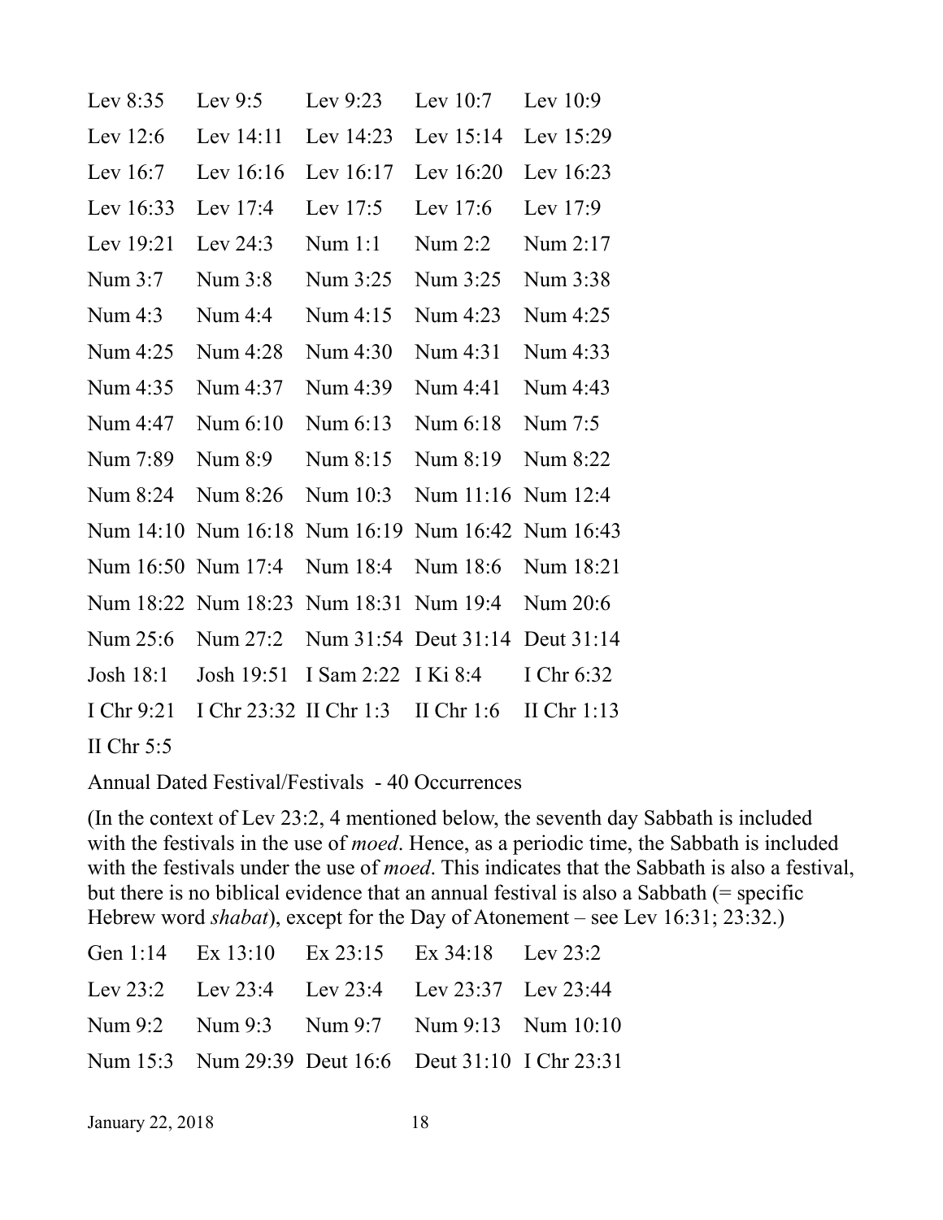| | | | | |
|---|---|---|---|---|
| Lev 8:35 | Lev 9:5 | Lev 9:23 | Lev 10:7 | Lev 10:9 |
| Lev 12:6 | Lev 14:11 | Lev 14:23 | Lev 15:14 | Lev 15:29 |
| Lev 16:7 | Lev 16:16 | Lev 16:17 | Lev 16:20 | Lev 16:23 |
| Lev 16:33 | Lev 17:4 | Lev 17:5 | Lev 17:6 | Lev 17:9 |
| Lev 19:21 | Lev 24:3 | Num 1:1 | Num 2:2 | Num 2:17 |
| Num 3:7 | Num 3:8 | Num 3:25 | Num 3:25 | Num 3:38 |
| Num 4:3 | Num 4:4 | Num 4:15 | Num 4:23 | Num 4:25 |
| Num 4:25 | Num 4:28 | Num 4:30 | Num 4:31 | Num 4:33 |
| Num 4:35 | Num 4:37 | Num 4:39 | Num 4:41 | Num 4:43 |
| Num 4:47 | Num 6:10 | Num 6:13 | Num 6:18 | Num 7:5 |
| Num 7:89 | Num 8:9 | Num 8:15 | Num 8:19 | Num 8:22 |
| Num 8:24 | Num 8:26 | Num 10:3 | Num 11:16 | Num 12:4 |
| Num 14:10 | Num 16:18 | Num 16:19 | Num 16:42 | Num 16:43 |
| Num 16:50 | Num 17:4 | Num 18:4 | Num 18:6 | Num 18:21 |
| Num 18:22 | Num 18:23 | Num 18:31 | Num 19:4 | Num 20:6 |
| Num 25:6 | Num 27:2 | Num 31:54 | Deut 31:14 | Deut 31:14 |
| Josh 18:1 | Josh 19:51 | I Sam 2:22 | I Ki 8:4 | I Chr 6:32 |
| I Chr 9:21 | I Chr 23:32 | II Chr 1:3 | II Chr 1:6 | II Chr 1:13 |
| II Chr 5:5 | | | | |

Annual Dated Festival/Festivals - 40 Occurrences

(In the context of Lev 23:2, 4 mentioned below, the seventh day Sabbath is included with the festivals in the use of *moed*. Hence, as a periodic time, the Sabbath is included with the festivals under the use of *moed*. This indicates that the Sabbath is also a festival, but there is no biblical evidence that an annual festival is also a Sabbath (= specific Hebrew word *shabat*), except for the Day of Atonement – see Lev 16:31; 23:32.)

| | | | | |
|---|---|---|---|---|
| Gen 1:14 | Ex 13:10 | Ex 23:15 | Ex 34:18 | Lev 23:2 |
| Lev 23:2 | Lev 23:4 | Lev 23:4 | Lev 23:37 | Lev 23:44 |
| Num 9:2 | Num 9:3 | Num 9:7 | Num 9:13 | Num 10:10 |
| Num 15:3 | Num 29:39 | Deut 16:6 | Deut 31:10 | I Chr 23:31 |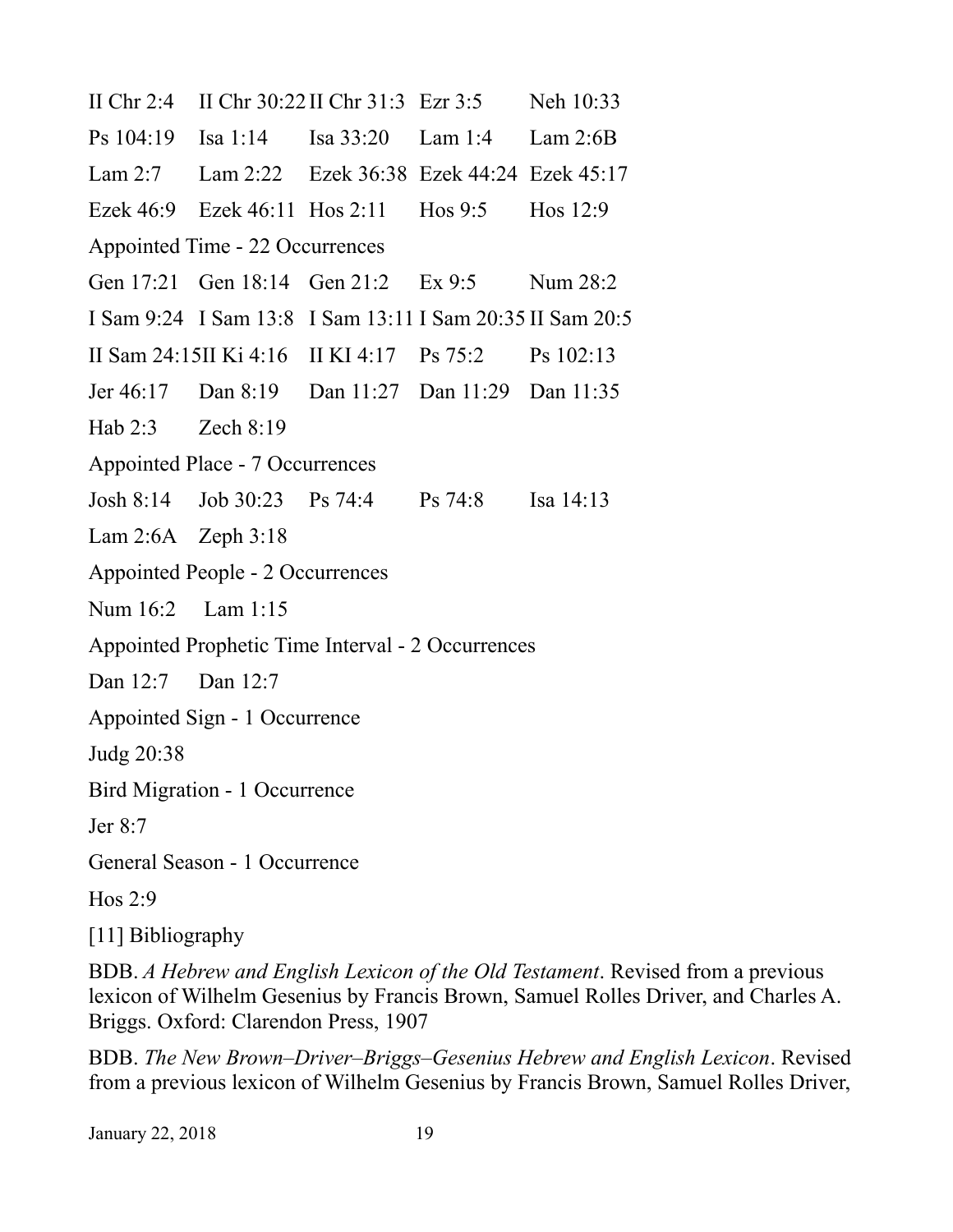| | | | | |
|---|---|---|---|---|
| II Chr 2:4 | II Chr 30:22 | II Chr 31:3 | Ezr 3:5 | Neh 10:33 |
| Ps 104:19 | Isa 1:14 | Isa 33:20 | Lam 1:4 | Lam 2:6B |
| Lam 2:7 | Lam 2:22 | Ezek 36:38 | Ezek 44:24 | Ezek 45:17 |
| Ezek 46:9 | Ezek 46:11 | Hos 2:11 | Hos 9:5 | Hos 12:9 |

Appointed Time - 22 Occurrences

| | | | | |
|---|---|---|---|---|
| Gen 17:21 | Gen 18:14 | Gen 21:2 | Ex 9:5 | Num 28:2 |
| I Sam 9:24 | I Sam 13:8 | I Sam 13:11 | I Sam 20:35 | II Sam 20:5 |
| II Sam 24:15 | II Ki 4:16 | II KI 4:17 | Ps 75:2 | Ps 102:13 |
| Jer 46:17 | Dan 8:19 | Dan 11:27 | Dan 11:29 | Dan 11:35 |
| Hab 2:3 | Zech 8:19 | | | |

Appointed Place - 7 Occurrences

| | | | | |
|---|---|---|---|---|
| Josh 8:14 | Job 30:23 | Ps 74:4 | Ps 74:8 | Isa 14:13 |
| Lam 2:6A | Zeph 3:18 | | | |

Appointed People - 2 Occurrences

Num 16:2 Lam 1:15

Appointed Prophetic Time Interval - 2 Occurrences

Dan 12:7 Dan 12:7

Appointed Sign - 1 Occurrence

Judg 20:38

Bird Migration - 1 Occurrence

Jer 8:7

General Season - 1 Occurrence

Hos 2:9

[11] Bibliography

BDB. *A Hebrew and English Lexicon of the Old Testament*. Revised from a previous lexicon of Wilhelm Gesenius by Francis Brown, Samuel Rolles Driver, and Charles A. Briggs. Oxford: Clarendon Press, 1907

BDB. *The New Brown–Driver–Briggs–Gesenius Hebrew and English Lexicon*. Revised from a previous lexicon of Wilhelm Gesenius by Francis Brown, Samuel Rolles Driver,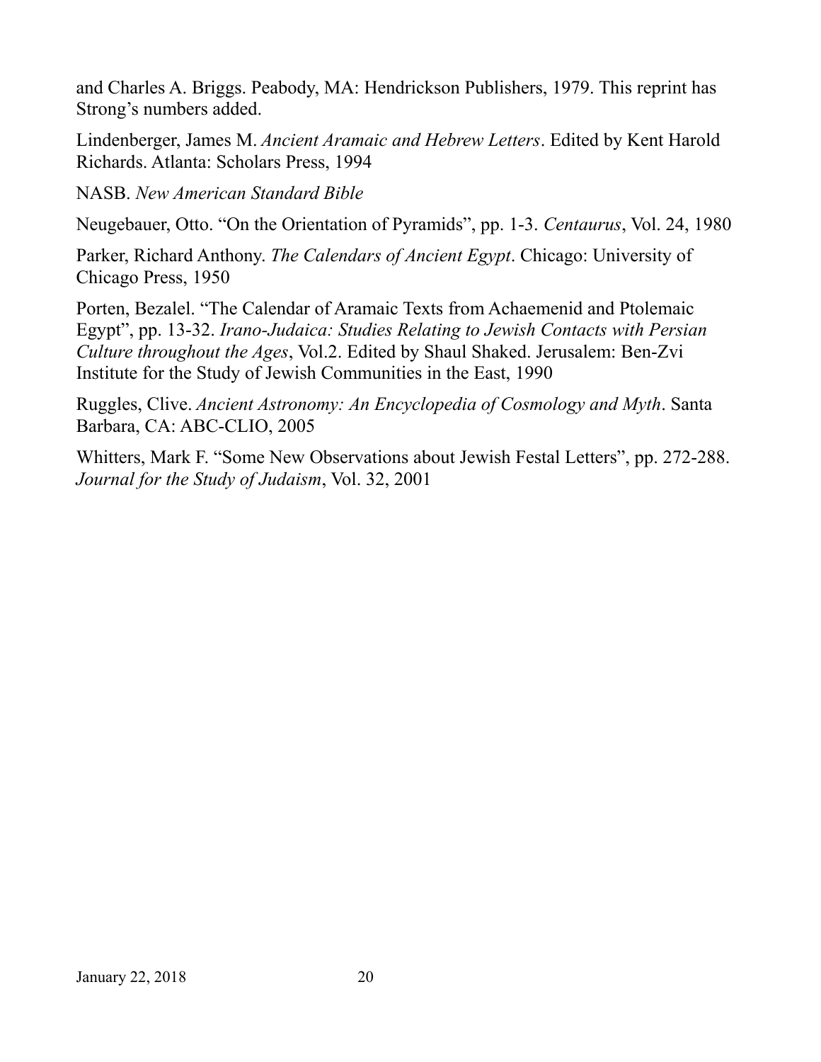and Charles A. Briggs. Peabody, MA: Hendrickson Publishers, 1979. This reprint has Strong's numbers added.

Lindenberger, James M. *Ancient Aramaic and Hebrew Letters*. Edited by Kent Harold Richards. Atlanta: Scholars Press, 1994

NASB. *New American Standard Bible*

Neugebauer, Otto. "On the Orientation of Pyramids", pp. 1-3. *Centaurus*, Vol. 24, 1980

Parker, Richard Anthony. *The Calendars of Ancient Egypt*. Chicago: University of Chicago Press, 1950

Porten, Bezalel. "The Calendar of Aramaic Texts from Achaemenid and Ptolemaic Egypt", pp. 13-32. *Irano-Judaica: Studies Relating to Jewish Contacts with Persian Culture throughout the Ages*, Vol.2. Edited by Shaul Shaked. Jerusalem: Ben-Zvi Institute for the Study of Jewish Communities in the East, 1990

Ruggles, Clive. *Ancient Astronomy: An Encyclopedia of Cosmology and Myth*. Santa Barbara, CA: ABC-CLIO, 2005

Whitters, Mark F. "Some New Observations about Jewish Festal Letters", pp. 272-288. *Journal for the Study of Judaism*, Vol. 32, 2001